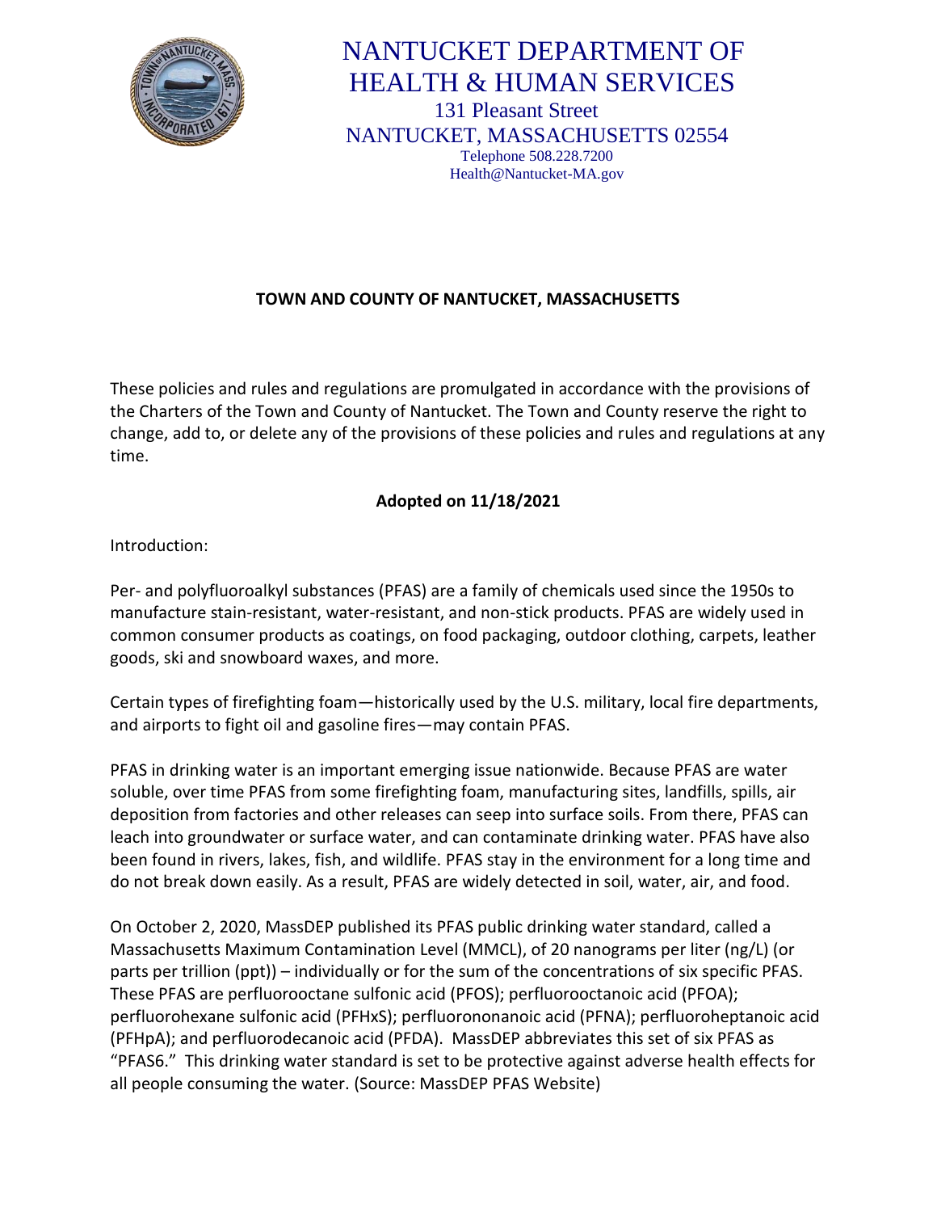# NANTUCKET DEPARTMENT OF HEALTH & HUMAN SERVICES

131 Pleasant Street
NANTUCKET, MASSACHUSETTS 02554
Telephone 508.228.7200
Health@Nantucket-MA.gov

**TOWN AND COUNTY OF NANTUCKET, MASSACHUSETTS**

These policies and rules and regulations are promulgated in accordance with the provisions of the Charters of the Town and County of Nantucket. The Town and County reserve the right to change, add to, or delete any of the provisions of these policies and rules and regulations at any time.

**Adopted on 11/18/2021**

Introduction:

Per- and polyfluoroalkyl substances (PFAS) are a family of chemicals used since the 1950s to manufacture stain-resistant, water-resistant, and non-stick products. PFAS are widely used in common consumer products as coatings, on food packaging, outdoor clothing, carpets, leather goods, ski and snowboard waxes, and more.

Certain types of firefighting foam—historically used by the U.S. military, local fire departments, and airports to fight oil and gasoline fires—may contain PFAS.

PFAS in drinking water is an important emerging issue nationwide. Because PFAS are water soluble, over time PFAS from some firefighting foam, manufacturing sites, landfills, spills, air deposition from factories and other releases can seep into surface soils. From there, PFAS can leach into groundwater or surface water, and can contaminate drinking water. PFAS have also been found in rivers, lakes, fish, and wildlife. PFAS stay in the environment for a long time and do not break down easily. As a result, PFAS are widely detected in soil, water, air, and food.

On October 2, 2020, MassDEP published its PFAS public drinking water standard, called a Massachusetts Maximum Contamination Level (MMCL), of 20 nanograms per liter (ng/L) (or parts per trillion (ppt)) – individually or for the sum of the concentrations of six specific PFAS. These PFAS are perfluorooctane sulfonic acid (PFOS); perfluorooctanoic acid (PFOA); perfluorohexane sulfonic acid (PFHxS); perfluorononanoic acid (PFNA); perfluoroheptanoic acid (PFHpA); and perfluorodecanoic acid (PFDA). MassDEP abbreviates this set of six PFAS as "PFAS6." This drinking water standard is set to be protective against adverse health effects for all people consuming the water. (Source: MassDEP PFAS Website)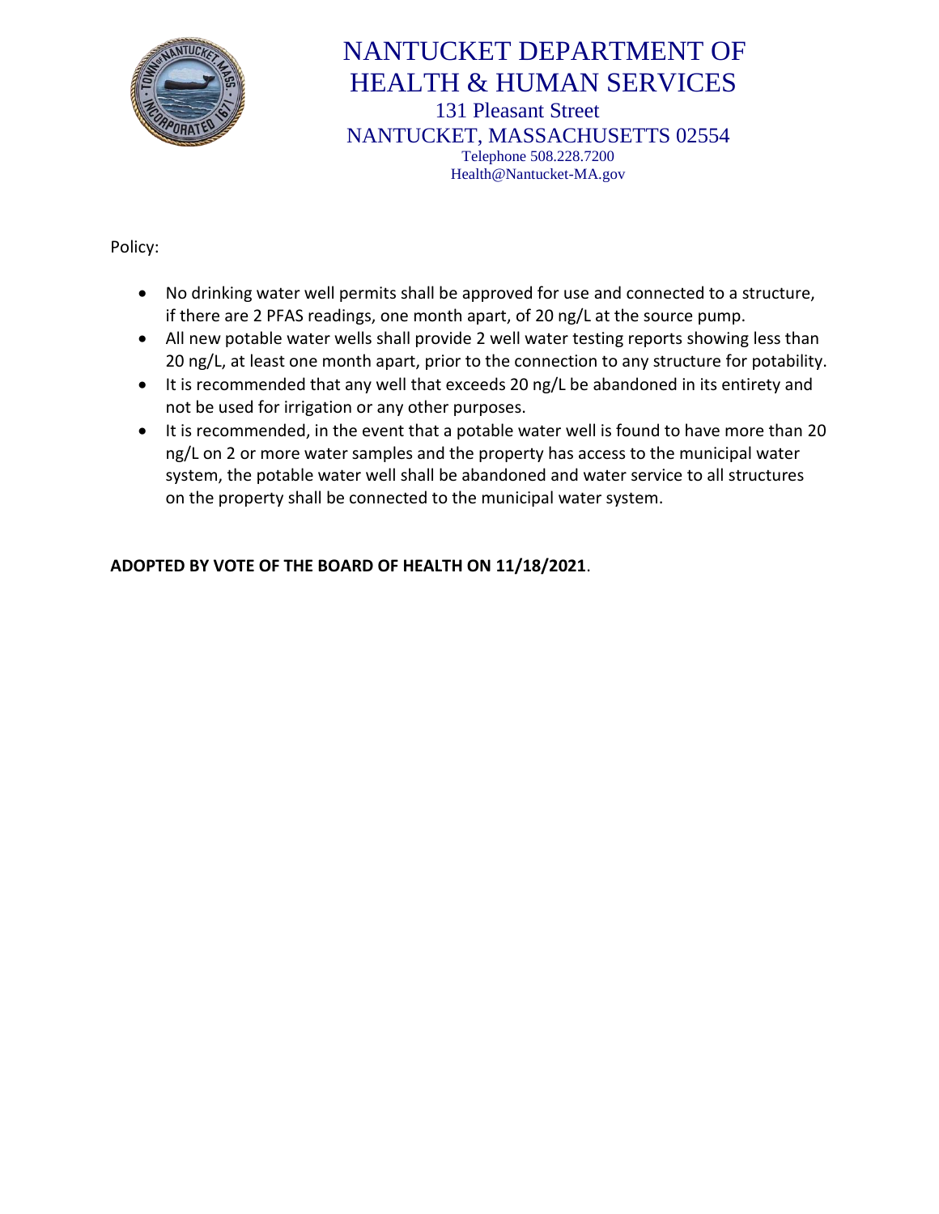# NANTUCKET DEPARTMENT OF HEALTH & HUMAN SERVICES

131 Pleasant Street
NANTUCKET, MASSACHUSETTS 02554
Telephone 508.228.7200
Health@Nantucket-MA.gov

Policy:

- No drinking water well permits shall be approved for use and connected to a structure, if there are 2 PFAS readings, one month apart, of 20 ng/L at the source pump.
- All new potable water wells shall provide 2 well water testing reports showing less than 20 ng/L, at least one month apart, prior to the connection to any structure for potability.
- It is recommended that any well that exceeds 20 ng/L be abandoned in its entirety and not be used for irrigation or any other purposes.
- It is recommended, in the event that a potable water well is found to have more than 20 ng/L on 2 or more water samples and the property has access to the municipal water system, the potable water well shall be abandoned and water service to all structures on the property shall be connected to the municipal water system.

**ADOPTED BY VOTE OF THE BOARD OF HEALTH ON 11/18/2021**.